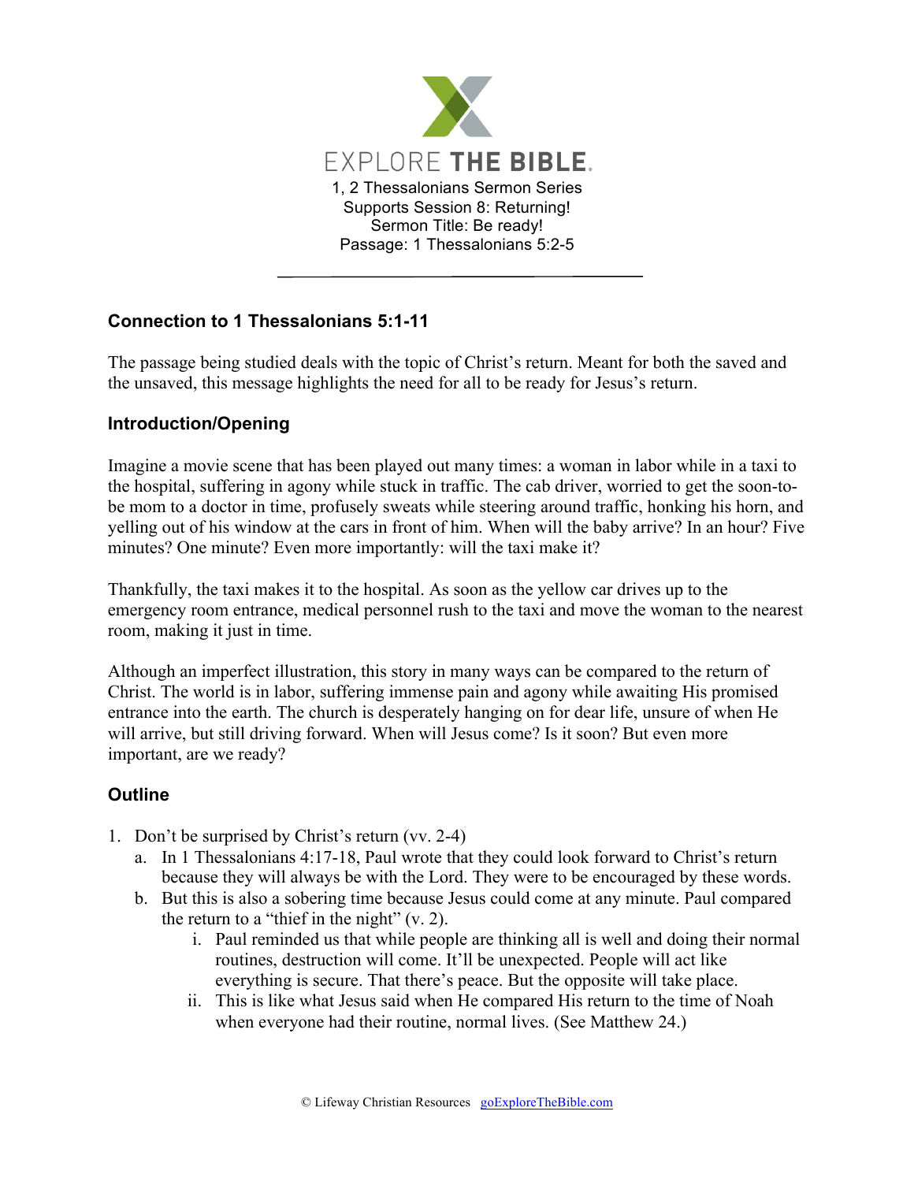# EXPLORE THE BIBLE.

1, 2 Thessalonians Sermon Series
Supports Session 8: Returning!
Sermon Title: Be ready!
Passage: 1 Thessalonians 5:2-5

---

## Connection to 1 Thessalonians 5:1-11

The passage being studied deals with the topic of Christ's return. Meant for both the saved and the unsaved, this message highlights the need for all to be ready for Jesus's return.

## Introduction/Opening

Imagine a movie scene that has been played out many times: a woman in labor while in a taxi to the hospital, suffering in agony while stuck in traffic. The cab driver, worried to get the soon-to-be mom to a doctor in time, profusely sweats while steering around traffic, honking his horn, and yelling out of his window at the cars in front of him. When will the baby arrive? In an hour? Five minutes? One minute? Even more importantly: will the taxi make it?

Thankfully, the taxi makes it to the hospital. As soon as the yellow car drives up to the emergency room entrance, medical personnel rush to the taxi and move the woman to the nearest room, making it just in time.

Although an imperfect illustration, this story in many ways can be compared to the return of Christ. The world is in labor, suffering immense pain and agony while awaiting His promised entrance into the earth. The church is desperately hanging on for dear life, unsure of when He will arrive, but still driving forward. When will Jesus come? Is it soon? But even more important, are we ready?

## Outline

1. Don't be surprised by Christ's return (vv. 2-4)
   a. In 1 Thessalonians 4:17-18, Paul wrote that they could look forward to Christ's return because they will always be with the Lord. They were to be encouraged by these words.
   b. But this is also a sobering time because Jesus could come at any minute. Paul compared the return to a "thief in the night" (v. 2).
      i. Paul reminded us that while people are thinking all is well and doing their normal routines, destruction will come. It'll be unexpected. People will act like everything is secure. That there's peace. But the opposite will take place.
      ii. This is like what Jesus said when He compared His return to the time of Noah when everyone had their routine, normal lives. (See Matthew 24.)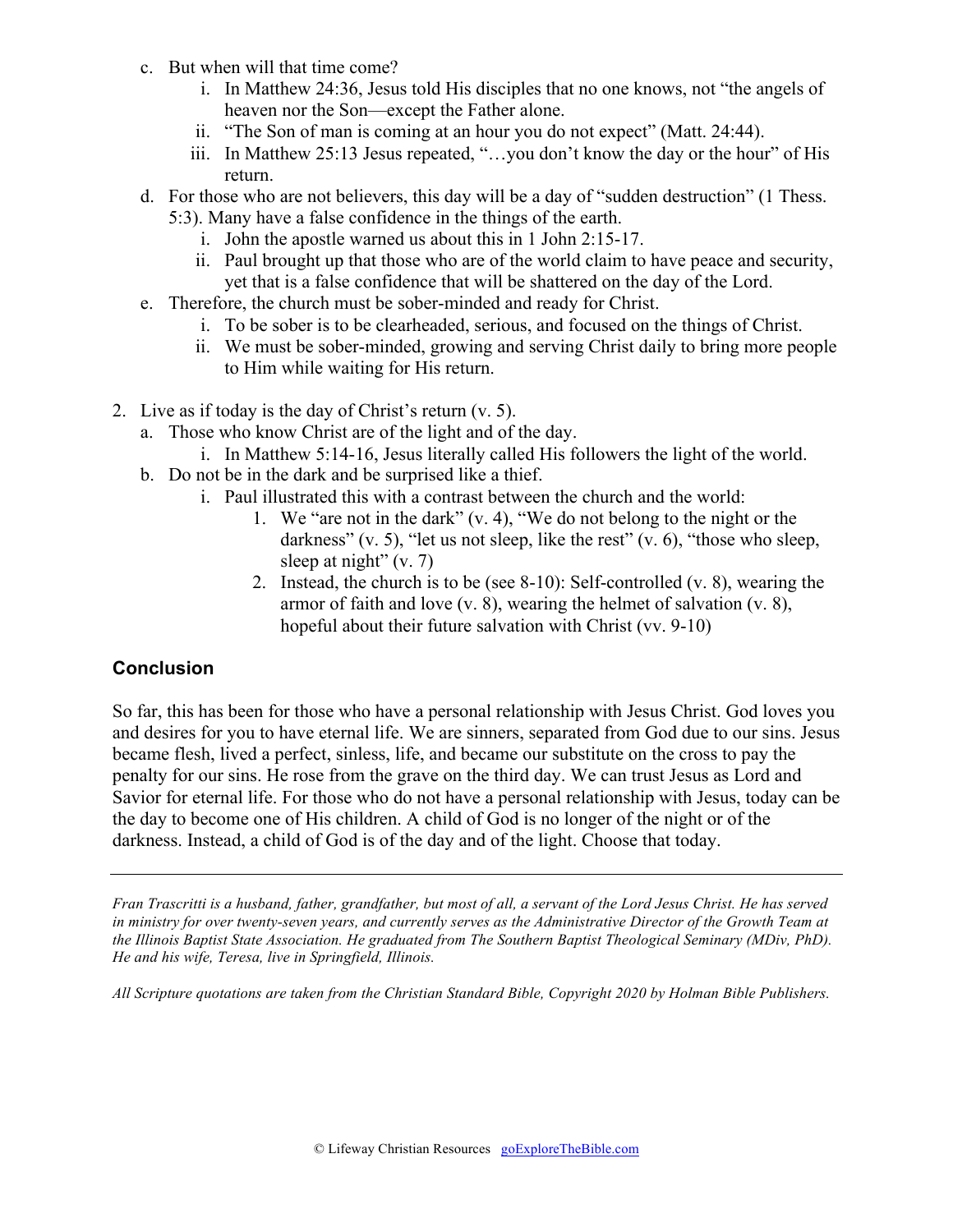c. But when will that time come?
    i. In Matthew 24:36, Jesus told His disciples that no one knows, not "the angels of heaven nor the Son—except the Father alone.
    ii. "The Son of man is coming at an hour you do not expect" (Matt. 24:44).
    iii. In Matthew 25:13 Jesus repeated, "…you don't know the day or the hour" of His return.

d. For those who are not believers, this day will be a day of "sudden destruction" (1 Thess. 5:3). Many have a false confidence in the things of the earth.
    i. John the apostle warned us about this in 1 John 2:15-17.
    ii. Paul brought up that those who are of the world claim to have peace and security, yet that is a false confidence that will be shattered on the day of the Lord.

e. Therefore, the church must be sober-minded and ready for Christ.
    i. To be sober is to be clearheaded, serious, and focused on the things of Christ.
    ii. We must be sober-minded, growing and serving Christ daily to bring more people to Him while waiting for His return.

2. Live as if today is the day of Christ's return (v. 5).
    a. Those who know Christ are of the light and of the day.
        i. In Matthew 5:14-16, Jesus literally called His followers the light of the world.
    b. Do not be in the dark and be surprised like a thief.
        i. Paul illustrated this with a contrast between the church and the world:
            1. We "are not in the dark" (v. 4), "We do not belong to the night or the darkness" (v. 5), "let us not sleep, like the rest" (v. 6), "those who sleep, sleep at night" (v. 7)
            2. Instead, the church is to be (see 8-10): Self-controlled (v. 8), wearing the armor of faith and love (v. 8), wearing the helmet of salvation (v. 8), hopeful about their future salvation with Christ (vv. 9-10)

## Conclusion

So far, this has been for those who have a personal relationship with Jesus Christ. God loves you and desires for you to have eternal life. We are sinners, separated from God due to our sins. Jesus became flesh, lived a perfect, sinless, life, and became our substitute on the cross to pay the penalty for our sins. He rose from the grave on the third day. We can trust Jesus as Lord and Savior for eternal life. For those who do not have a personal relationship with Jesus, today can be the day to become one of His children. A child of God is no longer of the night or of the darkness. Instead, a child of God is of the day and of the light. Choose that today.

---

*Fran Trascritti is a husband, father, grandfather, but most of all, a servant of the Lord Jesus Christ. He has served in ministry for over twenty-seven years, and currently serves as the Administrative Director of the Growth Team at the Illinois Baptist State Association. He graduated from The Southern Baptist Theological Seminary (MDiv, PhD). He and his wife, Teresa, live in Springfield, Illinois.*

*All Scripture quotations are taken from the Christian Standard Bible, Copyright 2020 by Holman Bible Publishers.*

© Lifeway Christian Resources goExploreTheBible.com